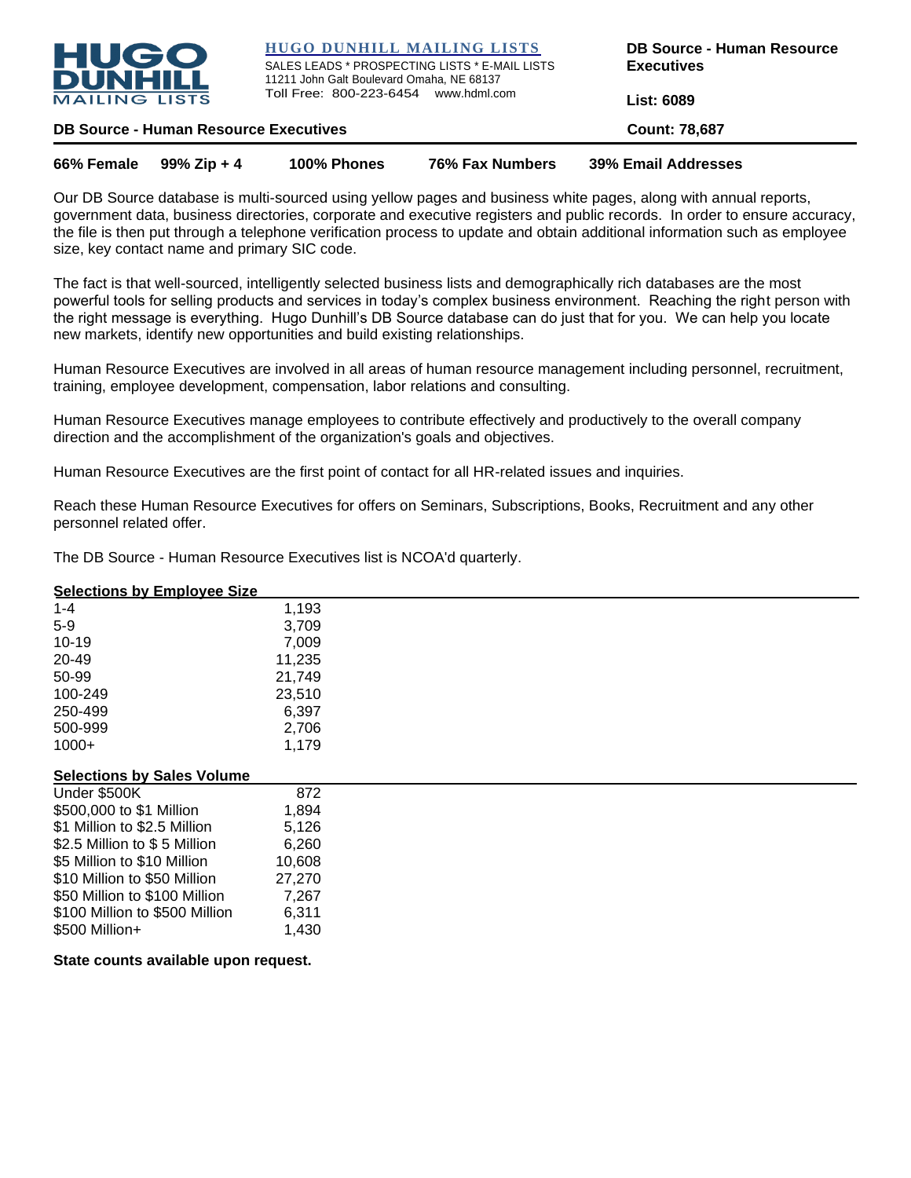**HUGO DUNHILL MAILING LISTS**
SALES LEADS * PROSPECTING LISTS * E-MAIL LISTS
11211 John Galt Boulevard Omaha, NE 68137
Toll Free: 800-223-6454 www.hdml.com

**DB Source - Human Resource Executives**

**List: 6089**

## DB Source - Human Resource Executives

**Count: 78,687**

**66% Female** **99% Zip + 4** **100% Phones** **76% Fax Numbers** **39% Email Addresses**

Our DB Source database is multi-sourced using yellow pages and business white pages, along with annual reports, government data, business directories, corporate and executive registers and public records. In order to ensure accuracy, the file is then put through a telephone verification process to update and obtain additional information such as employee size, key contact name and primary SIC code.

The fact is that well-sourced, intelligently selected business lists and demographically rich databases are the most powerful tools for selling products and services in today's complex business environment. Reaching the right person with the right message is everything. Hugo Dunhill's DB Source database can do just that for you. We can help you locate new markets, identify new opportunities and build existing relationships.

Human Resource Executives are involved in all areas of human resource management including personnel, recruitment, training, employee development, compensation, labor relations and consulting.

Human Resource Executives manage employees to contribute effectively and productively to the overall company direction and the accomplishment of the organization's goals and objectives.

Human Resource Executives are the first point of contact for all HR-related issues and inquiries.

Reach these Human Resource Executives for offers on Seminars, Subscriptions, Books, Recruitment and any other personnel related offer.

The DB Source - Human Resource Executives list is NCOA'd quarterly.

### Selections by Employee Size

| Employee Size | Count |
|---|---|
| 1-4 | 1,193 |
| 5-9 | 3,709 |
| 10-19 | 7,009 |
| 20-49 | 11,235 |
| 50-99 | 21,749 |
| 100-249 | 23,510 |
| 250-499 | 6,397 |
| 500-999 | 2,706 |
| 1000+ | 1,179 |

### Selections by Sales Volume

| Sales Volume | Count |
|---|---|
| Under $500K | 872 |
| $500,000 to $1 Million | 1,894 |
| $1 Million to $2.5 Million | 5,126 |
| $2.5 Million to $ 5 Million | 6,260 |
| $5 Million to $10 Million | 10,608 |
| $10 Million to $50 Million | 27,270 |
| $50 Million to $100 Million | 7,267 |
| $100 Million to $500 Million | 6,311 |
| $500 Million+ | 1,430 |

**State counts available upon request.**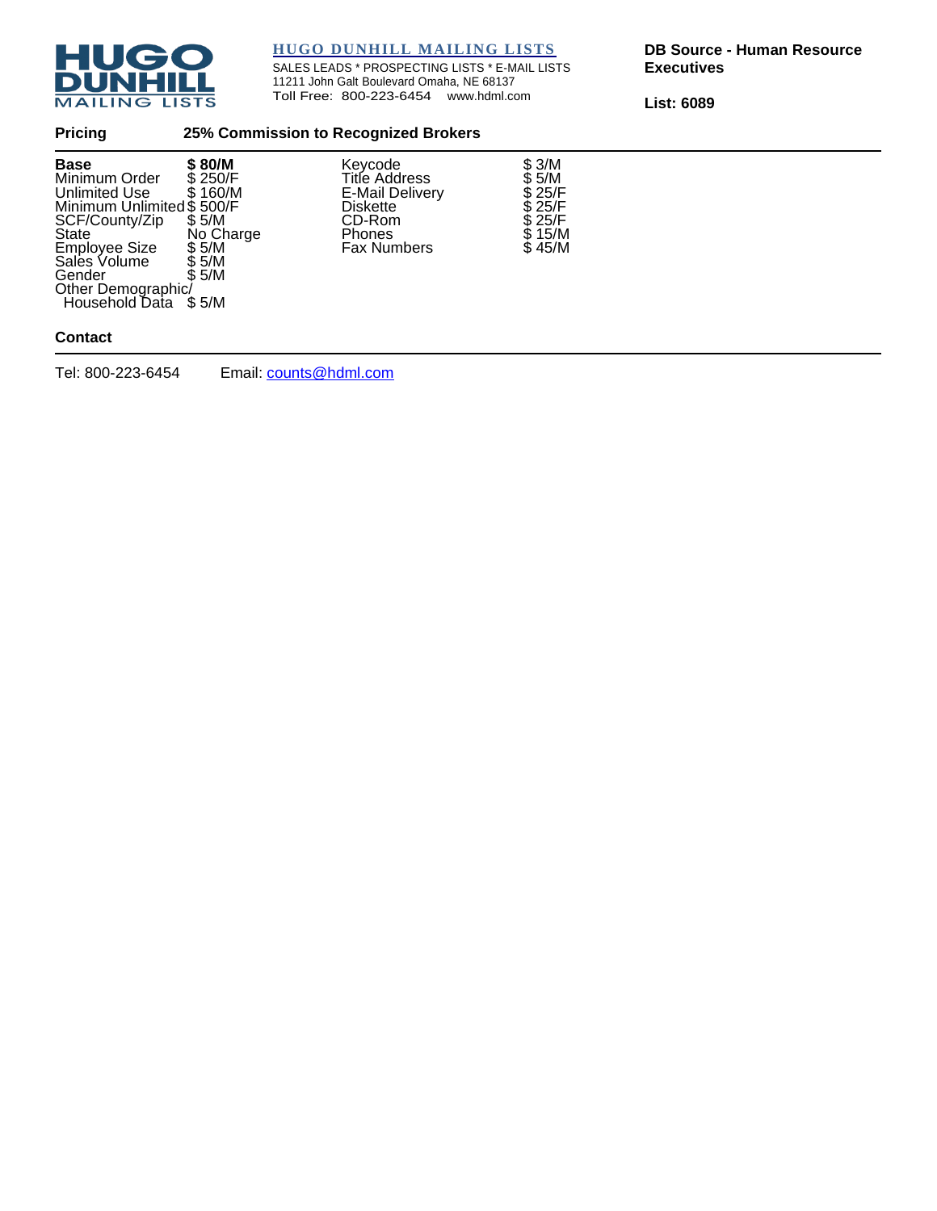**HUGO DUNHILL MAILING LISTS**

SALES LEADS * PROSPECTING LISTS * E-MAIL LISTS
11211 John Galt Boulevard Omaha, NE 68137
Toll Free: 800-223-6454 www.hdml.com

**DB Source - Human Resource Executives**

**List: 6089**

## Pricing

**25% Commission to Recognized Brokers**

| | | | |
|---|---|---|---|
| **Base** | **$ 80/M** | Keycode | $ 3/M |
| Minimum Order | $ 250/F | Title Address | $ 5/M |
| Unlimited Use | $ 160/M | E-Mail Delivery | $ 25/F |
| Minimum Unlimited | $ 500/F | Diskette | $ 25/F |
| SCF/County/Zip | $ 5/M | CD-Rom | $ 25/F |
| State | No Charge | Phones | $ 15/M |
| Employee Size | $ 5/M | Fax Numbers | $ 45/M |
| Sales Volume | $ 5/M | | |
| Gender | $ 5/M | | |
| Other Demographic/ Household Data | $ 5/M | | |

## Contact

Tel: 800-223-6454 Email: counts@hdml.com